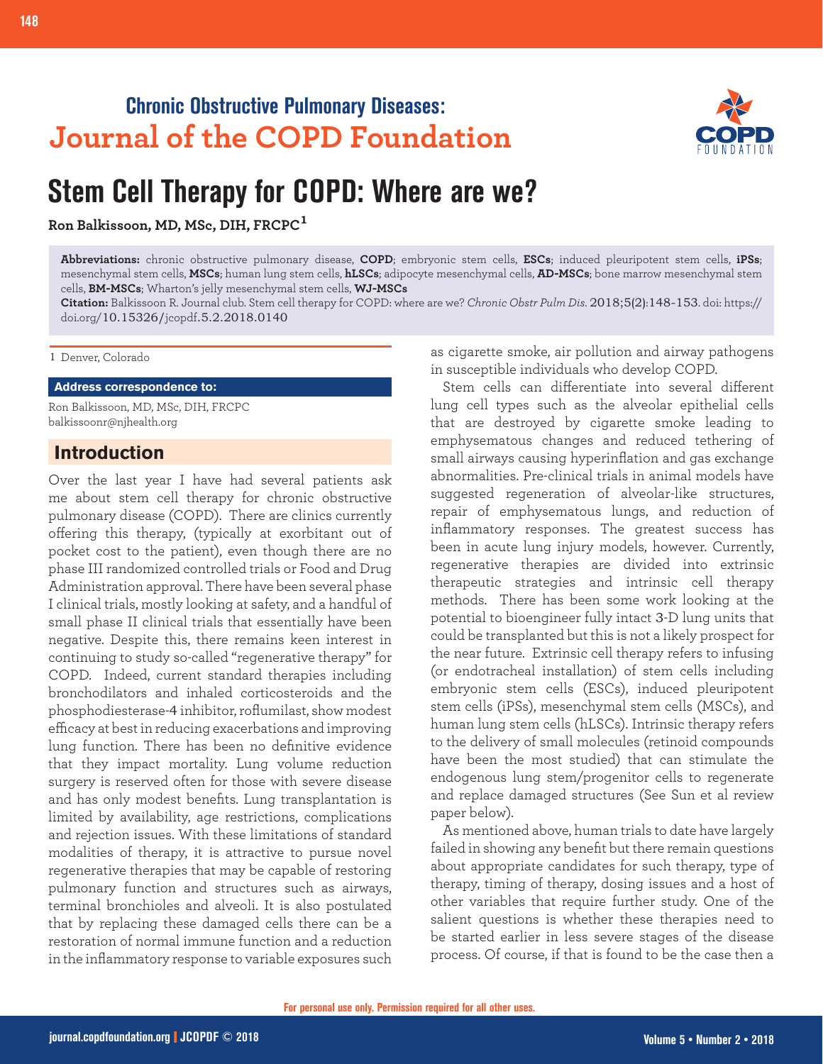## Chronic Obstructive Pulmonary Diseases: Journal of the COPD Foundation

# Stem Cell Therapy for COPD: Where are we?

**Ron Balkissoon, MD, MSc, DIH, FRCPC**[1]

**Abbreviations:** chronic obstructive pulmonary disease, **COPD**; embryonic stem cells, **ESCs**; induced pleuripotent stem cells, **iPSs**; mesenchymal stem cells, **MSCs**; human lung stem cells, **hLSCs**; adipocyte mesenchymal cells, **AD-MSCs**; bone marrow mesenchymal stem cells, **BM-MSCs**; Wharton's jelly mesenchymal stem cells, **WJ-MSCs**

**Citation:** Balkissoon R. Journal club. Stem cell therapy for COPD: where are we? *Chronic Obstr Pulm Dis*. 2018;5(2):148-153. doi: https://doi.org/10.15326/jcopdf.5.2.2018.0140

1 Denver, Colorado

**Address correspondence to:**

Ron Balkissoon, MD, MSc, DIH, FRCPC
balkissoonr@njhealth.org

## Introduction

Over the last year I have had several patients ask me about stem cell therapy for chronic obstructive pulmonary disease (COPD). There are clinics currently offering this therapy, (typically at exorbitant out of pocket cost to the patient), even though there are no phase III randomized controlled trials or Food and Drug Administration approval. There have been several phase I clinical trials, mostly looking at safety, and a handful of small phase II clinical trials that essentially have been negative. Despite this, there remains keen interest in continuing to study so-called "regenerative therapy" for COPD. Indeed, current standard therapies including bronchodilators and inhaled corticosteroids and the phosphodiesterase-4 inhibitor, roflumilast, show modest efficacy at best in reducing exacerbations and improving lung function. There has been no definitive evidence that they impact mortality. Lung volume reduction surgery is reserved often for those with severe disease and has only modest benefits. Lung transplantation is limited by availability, age restrictions, complications and rejection issues. With these limitations of standard modalities of therapy, it is attractive to pursue novel regenerative therapies that may be capable of restoring pulmonary function and structures such as airways, terminal bronchioles and alveoli. It is also postulated that by replacing these damaged cells there can be a restoration of normal immune function and a reduction in the inflammatory response to variable exposures such as cigarette smoke, air pollution and airway pathogens in susceptible individuals who develop COPD.

Stem cells can differentiate into several different lung cell types such as the alveolar epithelial cells that are destroyed by cigarette smoke leading to emphysematous changes and reduced tethering of small airways causing hyperinflation and gas exchange abnormalities. Pre-clinical trials in animal models have suggested regeneration of alveolar-like structures, repair of emphysematous lungs, and reduction of inflammatory responses. The greatest success has been in acute lung injury models, however. Currently, regenerative therapies are divided into extrinsic therapeutic strategies and intrinsic cell therapy methods. There has been some work looking at the potential to bioengineer fully intact 3-D lung units that could be transplanted but this is not a likely prospect for the near future. Extrinsic cell therapy refers to infusing (or endotracheal installation) of stem cells including embryonic stem cells (ESCs), induced pleuripotent stem cells (iPSs), mesenchymal stem cells (MSCs), and human lung stem cells (hLSCs). Intrinsic therapy refers to the delivery of small molecules (retinoid compounds have been the most studied) that can stimulate the endogenous lung stem/progenitor cells to regenerate and replace damaged structures (See Sun et al review paper below).

As mentioned above, human trials to date have largely failed in showing any benefit but there remain questions about appropriate candidates for such therapy, type of therapy, timing of therapy, dosing issues and a host of other variables that require further study. One of the salient questions is whether these therapies need to be started earlier in less severe stages of the disease process. Of course, if that is found to be the case then a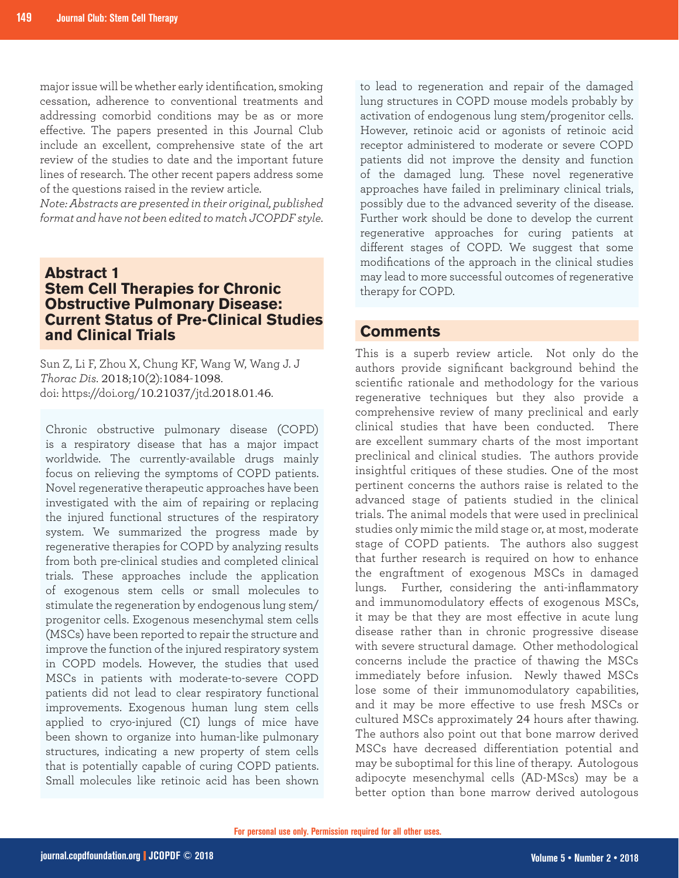major issue will be whether early identification, smoking cessation, adherence to conventional treatments and addressing comorbid conditions may be as or more effective. The papers presented in this Journal Club include an excellent, comprehensive state of the art review of the studies to date and the important future lines of research. The other recent papers address some of the questions raised in the review article.

*Note: Abstracts are presented in their original, published format and have not been edited to match JCOPDF style.*

## Abstract 1
## Stem Cell Therapies for Chronic Obstructive Pulmonary Disease: Current Status of Pre-Clinical Studies and Clinical Trials

Sun Z, Li F, Zhou X, Chung KF, Wang W, Wang J. J *Thorac Dis.* 2018;10(2):1084-1098.
doi: https://doi.org/10.21037/jtd.2018.01.46.

Chronic obstructive pulmonary disease (COPD) is a respiratory disease that has a major impact worldwide. The currently-available drugs mainly focus on relieving the symptoms of COPD patients. Novel regenerative therapeutic approaches have been investigated with the aim of repairing or replacing the injured functional structures of the respiratory system. We summarized the progress made by regenerative therapies for COPD by analyzing results from both pre-clinical studies and completed clinical trials. These approaches include the application of exogenous stem cells or small molecules to stimulate the regeneration by endogenous lung stem/progenitor cells. Exogenous mesenchymal stem cells (MSCs) have been reported to repair the structure and improve the function of the injured respiratory system in COPD models. However, the studies that used MSCs in patients with moderate-to-severe COPD patients did not lead to clear respiratory functional improvements. Exogenous human lung stem cells applied to cryo-injured (CI) lungs of mice have been shown to organize into human-like pulmonary structures, indicating a new property of stem cells that is potentially capable of curing COPD patients. Small molecules like retinoic acid has been shown to lead to regeneration and repair of the damaged lung structures in COPD mouse models probably by activation of endogenous lung stem/progenitor cells. However, retinoic acid or agonists of retinoic acid receptor administered to moderate or severe COPD patients did not improve the density and function of the damaged lung. These novel regenerative approaches have failed in preliminary clinical trials, possibly due to the advanced severity of the disease. Further work should be done to develop the current regenerative approaches for curing patients at different stages of COPD. We suggest that some modifications of the approach in the clinical studies may lead to more successful outcomes of regenerative therapy for COPD.

## Comments

This is a superb review article. Not only do the authors provide significant background behind the scientific rationale and methodology for the various regenerative techniques but they also provide a comprehensive review of many preclinical and early clinical studies that have been conducted. There are excellent summary charts of the most important preclinical and clinical studies. The authors provide insightful critiques of these studies. One of the most pertinent concerns the authors raise is related to the advanced stage of patients studied in the clinical trials. The animal models that were used in preclinical studies only mimic the mild stage or, at most, moderate stage of COPD patients. The authors also suggest that further research is required on how to enhance the engraftment of exogenous MSCs in damaged lungs. Further, considering the anti-inflammatory and immunomodulatory effects of exogenous MSCs, it may be that they are most effective in acute lung disease rather than in chronic progressive disease with severe structural damage. Other methodological concerns include the practice of thawing the MSCs immediately before infusion. Newly thawed MSCs lose some of their immunomodulatory capabilities, and it may be more effective to use fresh MSCs or cultured MSCs approximately 24 hours after thawing. The authors also point out that bone marrow derived MSCs have decreased differentiation potential and may be suboptimal for this line of therapy. Autologous adipocyte mesenchymal cells (AD-MSCs) may be a better option than bone marrow derived autologous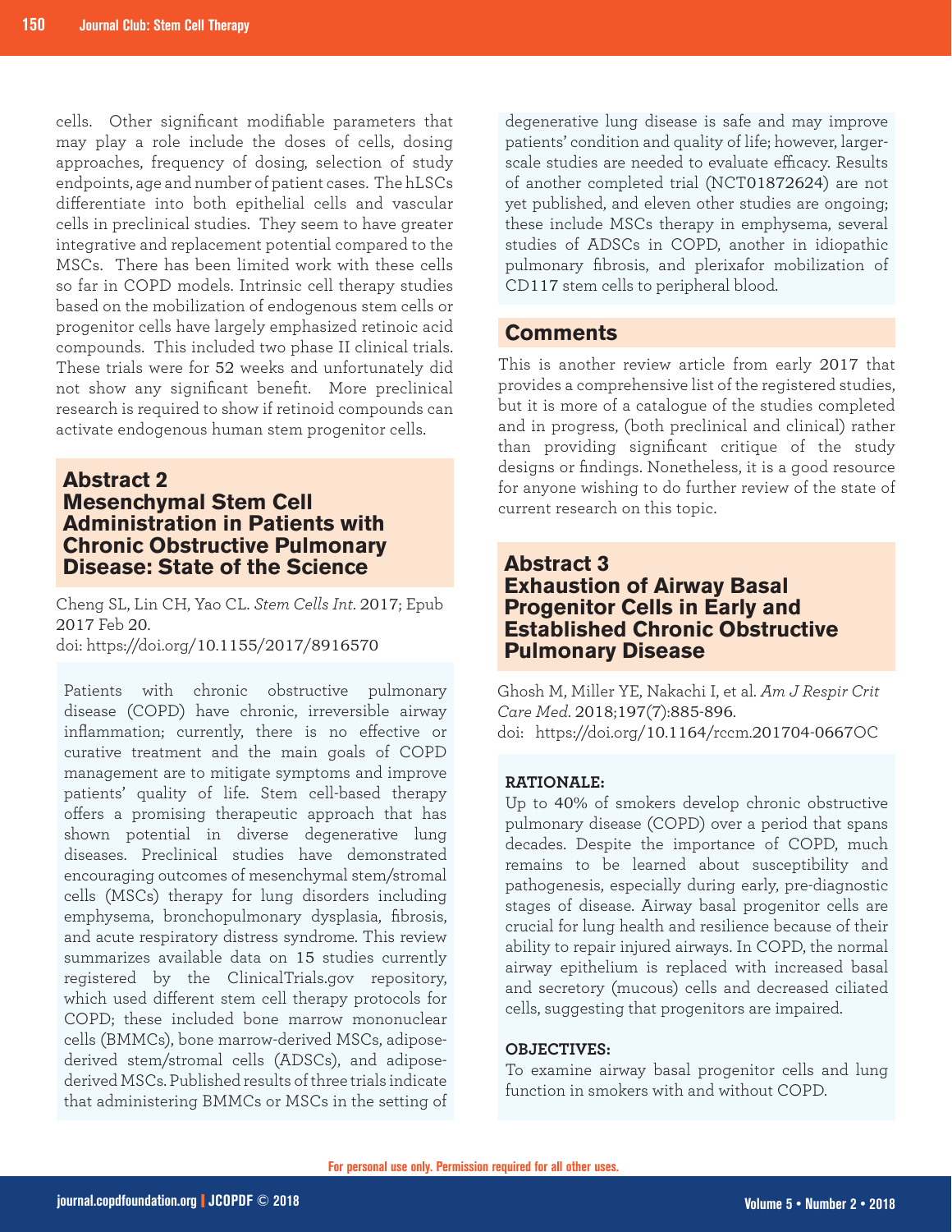cells. Other significant modifiable parameters that may play a role include the doses of cells, dosing approaches, frequency of dosing, selection of study endpoints, age and number of patient cases. The hLSCs differentiate into both epithelial cells and vascular cells in preclinical studies. They seem to have greater integrative and replacement potential compared to the MSCs. There has been limited work with these cells so far in COPD models. Intrinsic cell therapy studies based on the mobilization of endogenous stem cells or progenitor cells have largely emphasized retinoic acid compounds. This included two phase II clinical trials. These trials were for 52 weeks and unfortunately did not show any significant benefit. More preclinical research is required to show if retinoid compounds can activate endogenous human stem progenitor cells.

## Abstract 2
## Mesenchymal Stem Cell Administration in Patients with Chronic Obstructive Pulmonary Disease: State of the Science

Cheng SL, Lin CH, Yao CL. *Stem Cells Int*. 2017; Epub 2017 Feb 20.
doi: https://doi.org/10.1155/2017/8916570

Patients with chronic obstructive pulmonary disease (COPD) have chronic, irreversible airway inflammation; currently, there is no effective or curative treatment and the main goals of COPD management are to mitigate symptoms and improve patients' quality of life. Stem cell-based therapy offers a promising therapeutic approach that has shown potential in diverse degenerative lung diseases. Preclinical studies have demonstrated encouraging outcomes of mesenchymal stem/stromal cells (MSCs) therapy for lung disorders including emphysema, bronchopulmonary dysplasia, fibrosis, and acute respiratory distress syndrome. This review summarizes available data on 15 studies currently registered by the ClinicalTrials.gov repository, which used different stem cell therapy protocols for COPD; these included bone marrow mononuclear cells (BMMCs), bone marrow-derived MSCs, adipose-derived stem/stromal cells (ADSCs), and adipose-derived MSCs. Published results of three trials indicate that administering BMMCs or MSCs in the setting of degenerative lung disease is safe and may improve patients' condition and quality of life; however, larger-scale studies are needed to evaluate efficacy. Results of another completed trial (NCT01872624) are not yet published, and eleven other studies are ongoing; these include MSCs therapy in emphysema, several studies of ADSCs in COPD, another in idiopathic pulmonary fibrosis, and plerixafor mobilization of CD117 stem cells to peripheral blood.

## Comments

This is another review article from early 2017 that provides a comprehensive list of the registered studies, but it is more of a catalogue of the studies completed and in progress, (both preclinical and clinical) rather than providing significant critique of the study designs or findings. Nonetheless, it is a good resource for anyone wishing to do further review of the state of current research on this topic.

## Abstract 3
## Exhaustion of Airway Basal Progenitor Cells in Early and Established Chronic Obstructive Pulmonary Disease

Ghosh M, Miller YE, Nakachi I, et al. *Am J Respir Crit Care Med*. 2018;197(7):885-896.
doi: https://doi.org/10.1164/rccm.201704-0667OC

**RATIONALE:**
Up to 40% of smokers develop chronic obstructive pulmonary disease (COPD) over a period that spans decades. Despite the importance of COPD, much remains to be learned about susceptibility and pathogenesis, especially during early, pre-diagnostic stages of disease. Airway basal progenitor cells are crucial for lung health and resilience because of their ability to repair injured airways. In COPD, the normal airway epithelium is replaced with increased basal and secretory (mucous) cells and decreased ciliated cells, suggesting that progenitors are impaired.

**OBJECTIVES:**
To examine airway basal progenitor cells and lung function in smokers with and without COPD.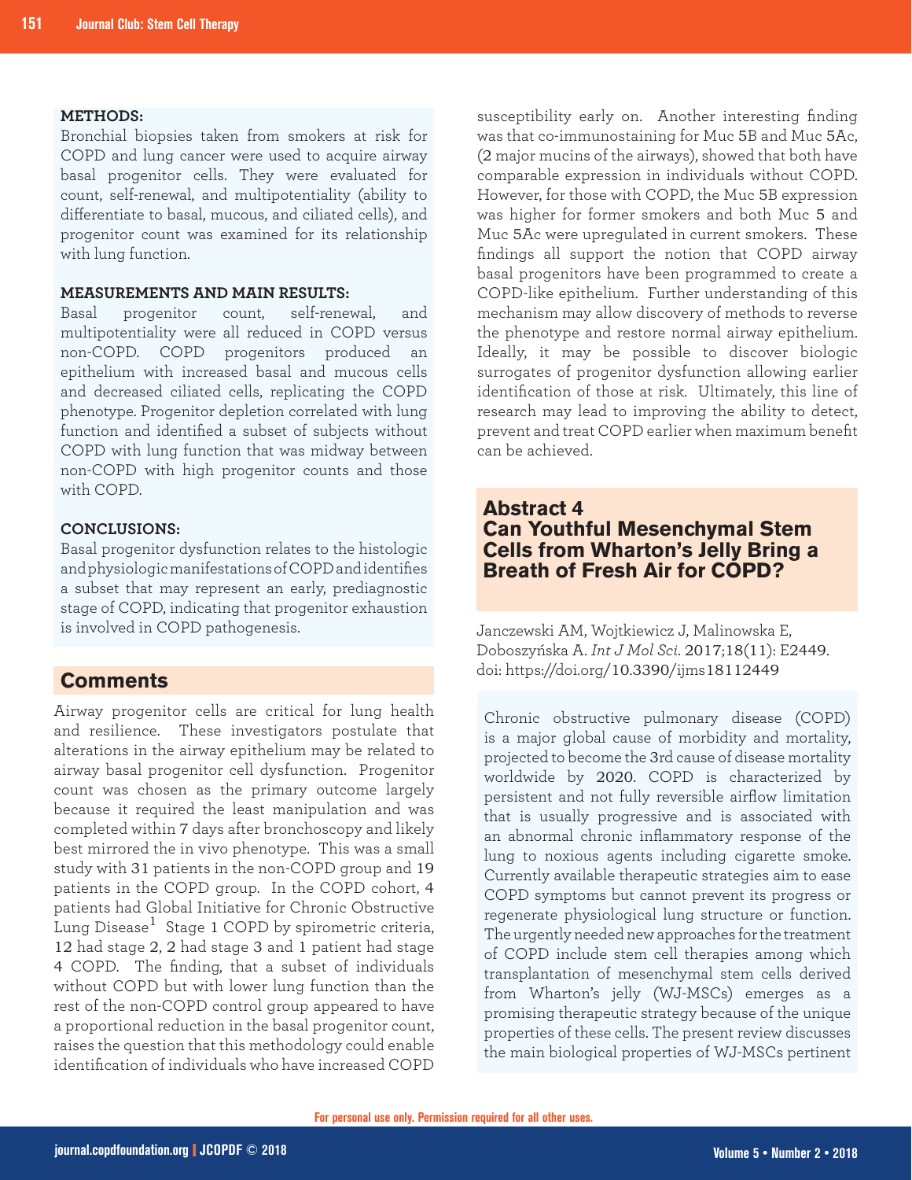**METHODS:**
Bronchial biopsies taken from smokers at risk for COPD and lung cancer were used to acquire airway basal progenitor cells. They were evaluated for count, self-renewal, and multipotentiality (ability to differentiate to basal, mucous, and ciliated cells), and progenitor count was examined for its relationship with lung function.

**MEASUREMENTS AND MAIN RESULTS:**
Basal progenitor count, self-renewal, and multipotentiality were all reduced in COPD versus non-COPD. COPD progenitors produced an epithelium with increased basal and mucous cells and decreased ciliated cells, replicating the COPD phenotype. Progenitor depletion correlated with lung function and identified a subset of subjects without COPD with lung function that was midway between non-COPD with high progenitor counts and those with COPD.

**CONCLUSIONS:**
Basal progenitor dysfunction relates to the histologic and physiologic manifestations of COPD and identifies a subset that may represent an early, prediagnostic stage of COPD, indicating that progenitor exhaustion is involved in COPD pathogenesis.

## Comments

Airway progenitor cells are critical for lung health and resilience. These investigators postulate that alterations in the airway epithelium may be related to airway basal progenitor cell dysfunction. Progenitor count was chosen as the primary outcome largely because it required the least manipulation and was completed within 7 days after bronchoscopy and likely best mirrored the in vivo phenotype. This was a small study with 31 patients in the non-COPD group and 19 patients in the COPD group. In the COPD cohort, 4 patients had Global Initiative for Chronic Obstructive Lung Disease[1] Stage 1 COPD by spirometric criteria, 12 had stage 2, 2 had stage 3 and 1 patient had stage 4 COPD. The finding, that a subset of individuals without COPD but with lower lung function than the rest of the non-COPD control group appeared to have a proportional reduction in the basal progenitor count, raises the question that this methodology could enable identification of individuals who have increased COPD susceptibility early on. Another interesting finding was that co-immunostaining for Muc 5B and Muc 5Ac, (2 major mucins of the airways), showed that both have comparable expression in individuals without COPD. However, for those with COPD, the Muc 5B expression was higher for former smokers and both Muc 5 and Muc 5Ac were upregulated in current smokers. These findings all support the notion that COPD airway basal progenitors have been programmed to create a COPD-like epithelium. Further understanding of this mechanism may allow discovery of methods to reverse the phenotype and restore normal airway epithelium. Ideally, it may be possible to discover biologic surrogates of progenitor dysfunction allowing earlier identification of those at risk. Ultimately, this line of research may lead to improving the ability to detect, prevent and treat COPD earlier when maximum benefit can be achieved.

## Abstract 4
## Can Youthful Mesenchymal Stem Cells from Wharton's Jelly Bring a Breath of Fresh Air for COPD?

Janczewski AM, Wojtkiewicz J, Malinowska E, Doboszyńska A. *Int J Mol Sci*. 2017;18(11): E2449. doi: https://doi.org/10.3390/ijms18112449

Chronic obstructive pulmonary disease (COPD) is a major global cause of morbidity and mortality, projected to become the 3rd cause of disease mortality worldwide by 2020. COPD is characterized by persistent and not fully reversible airflow limitation that is usually progressive and is associated with an abnormal chronic inflammatory response of the lung to noxious agents including cigarette smoke. Currently available therapeutic strategies aim to ease COPD symptoms but cannot prevent its progress or regenerate physiological lung structure or function. The urgently needed new approaches for the treatment of COPD include stem cell therapies among which transplantation of mesenchymal stem cells derived from Wharton's jelly (WJ-MSCs) emerges as a promising therapeutic strategy because of the unique properties of these cells. The present review discusses the main biological properties of WJ-MSCs pertinent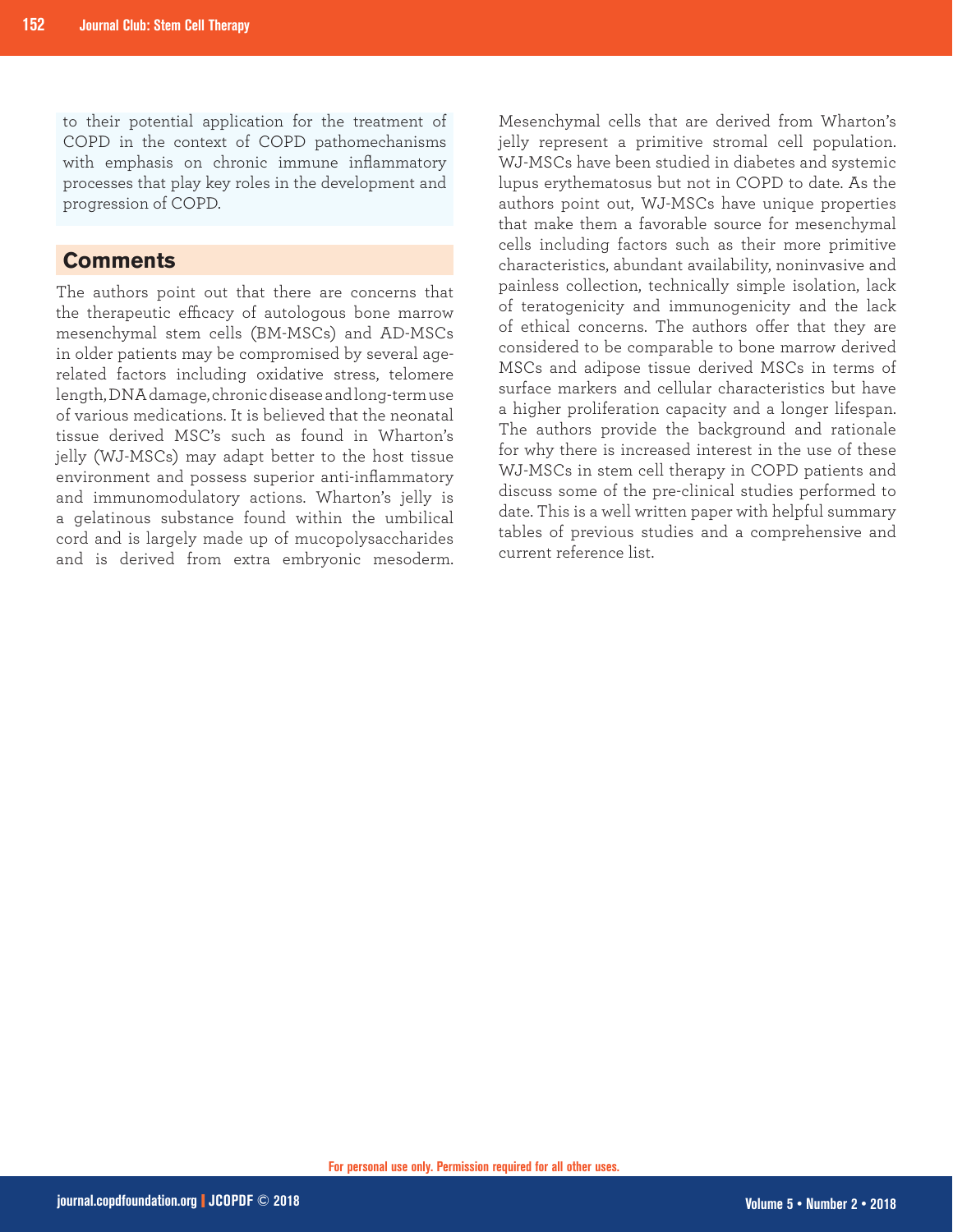to their potential application for the treatment of COPD in the context of COPD pathomechanisms with emphasis on chronic immune inflammatory processes that play key roles in the development and progression of COPD.

## Comments

The authors point out that there are concerns that the therapeutic efficacy of autologous bone marrow mesenchymal stem cells (BM-MSCs) and AD-MSCs in older patients may be compromised by several age-related factors including oxidative stress, telomere length, DNA damage, chronic disease and long-term use of various medications. It is believed that the neonatal tissue derived MSC's such as found in Wharton's jelly (WJ-MSCs) may adapt better to the host tissue environment and possess superior anti-inflammatory and immunomodulatory actions. Wharton's jelly is a gelatinous substance found within the umbilical cord and is largely made up of mucopolysaccharides and is derived from extra embryonic mesoderm. Mesenchymal cells that are derived from Wharton's jelly represent a primitive stromal cell population. WJ-MSCs have been studied in diabetes and systemic lupus erythematosus but not in COPD to date. As the authors point out, WJ-MSCs have unique properties that make them a favorable source for mesenchymal cells including factors such as their more primitive characteristics, abundant availability, noninvasive and painless collection, technically simple isolation, lack of teratogenicity and immunogenicity and the lack of ethical concerns. The authors offer that they are considered to be comparable to bone marrow derived MSCs and adipose tissue derived MSCs in terms of surface markers and cellular characteristics but have a higher proliferation capacity and a longer lifespan. The authors provide the background and rationale for why there is increased interest in the use of these WJ-MSCs in stem cell therapy in COPD patients and discuss some of the pre-clinical studies performed to date. This is a well written paper with helpful summary tables of previous studies and a comprehensive and current reference list.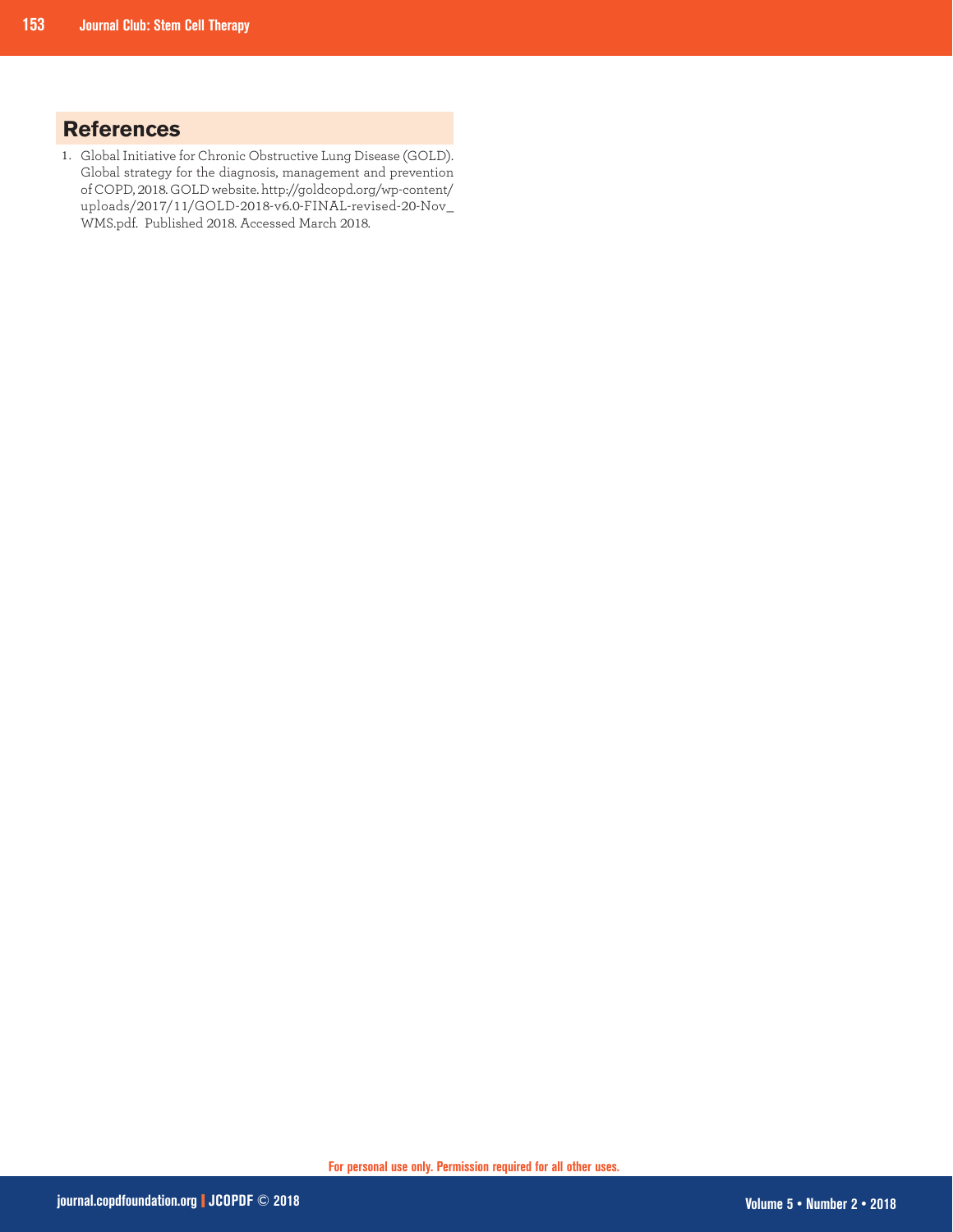## References

1. Global Initiative for Chronic Obstructive Lung Disease (GOLD). Global strategy for the diagnosis, management and prevention of COPD, 2018. GOLD website. http://goldcopd.org/wp-content/uploads/2017/11/GOLD-2018-v6.0-FINAL-revised-20-Nov_WMS.pdf. Published 2018. Accessed March 2018.